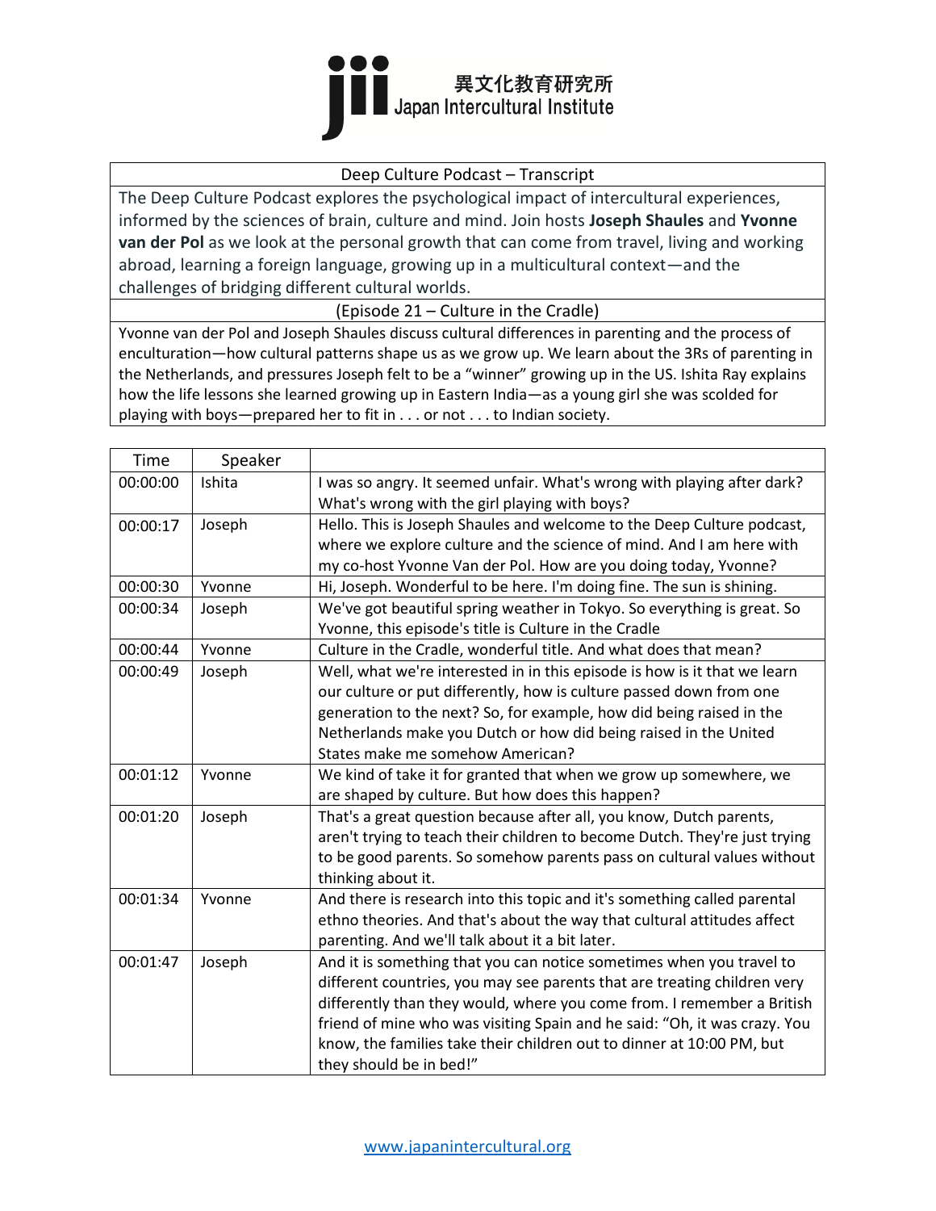異文化教育研究所
Japan Intercultural Institute

| Deep Culture Podcast – Transcript |
|---|
| The Deep Culture Podcast explores the psychological impact of intercultural experiences, informed by the sciences of brain, culture and mind. Join hosts **Joseph Shaules** and **Yvonne van der Pol** as we look at the personal growth that can come from travel, living and working abroad, learning a foreign language, growing up in a multicultural context—and the challenges of bridging different cultural worlds. |
| (Episode 21 – Culture in the Cradle) |
| Yvonne van der Pol and Joseph Shaules discuss cultural differences in parenting and the process of enculturation—how cultural patterns shape us as we grow up. We learn about the 3Rs of parenting in the Netherlands, and pressures Joseph felt to be a "winner" growing up in the US. Ishita Ray explains how the life lessons she learned growing up in Eastern India—as a young girl she was scolded for playing with boys—prepared her to fit in . . . or not . . . to Indian society. |

| Time | Speaker | |
|---|---|---|
| 00:00:00 | Ishita | I was so angry. It seemed unfair. What's wrong with playing after dark? What's wrong with the girl playing with boys? |
| 00:00:17 | Joseph | Hello. This is Joseph Shaules and welcome to the Deep Culture podcast, where we explore culture and the science of mind. And I am here with my co-host Yvonne Van der Pol. How are you doing today, Yvonne? |
| 00:00:30 | Yvonne | Hi, Joseph. Wonderful to be here. I'm doing fine. The sun is shining. |
| 00:00:34 | Joseph | We've got beautiful spring weather in Tokyo. So everything is great. So Yvonne, this episode's title is Culture in the Cradle |
| 00:00:44 | Yvonne | Culture in the Cradle, wonderful title. And what does that mean? |
| 00:00:49 | Joseph | Well, what we're interested in in this episode is how is it that we learn our culture or put differently, how is culture passed down from one generation to the next? So, for example, how did being raised in the Netherlands make you Dutch or how did being raised in the United States make me somehow American? |
| 00:01:12 | Yvonne | We kind of take it for granted that when we grow up somewhere, we are shaped by culture. But how does this happen? |
| 00:01:20 | Joseph | That's a great question because after all, you know, Dutch parents, aren't trying to teach their children to become Dutch. They're just trying to be good parents. So somehow parents pass on cultural values without thinking about it. |
| 00:01:34 | Yvonne | And there is research into this topic and it's something called parental ethno theories. And that's about the way that cultural attitudes affect parenting. And we'll talk about it a bit later. |
| 00:01:47 | Joseph | And it is something that you can notice sometimes when you travel to different countries, you may see parents that are treating children very differently than they would, where you come from. I remember a British friend of mine who was visiting Spain and he said: "Oh, it was crazy. You know, the families take their children out to dinner at 10:00 PM, but they should be in bed!" |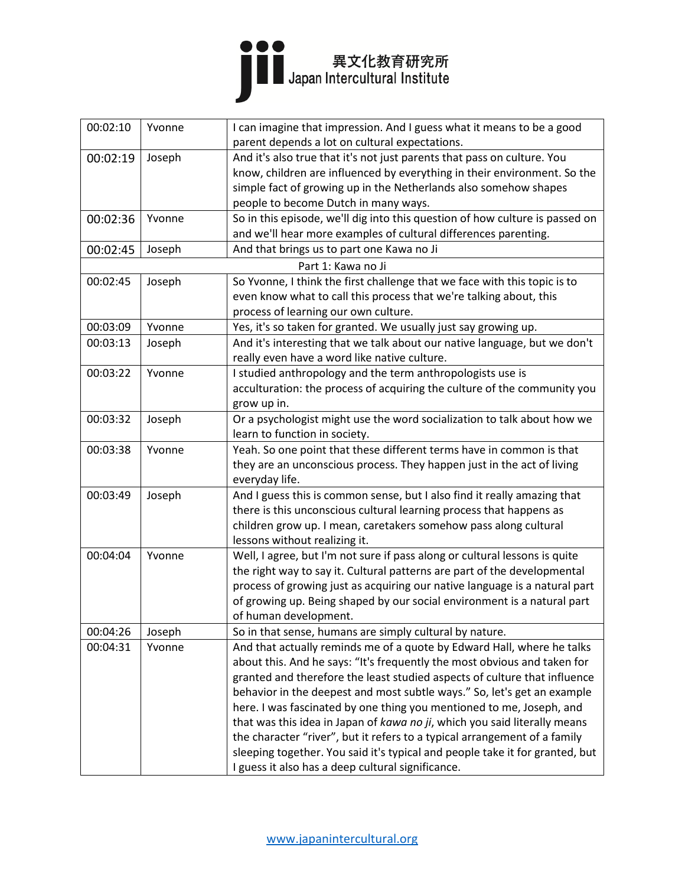| 00:02:10 | Yvonne | I can imagine that impression. And I guess what it means to be a good parent depends a lot on cultural expectations. |
|---|---|---|
| 00:02:19 | Joseph | And it's also true that it's not just parents that pass on culture. You know, children are influenced by everything in their environment. So the simple fact of growing up in the Netherlands also somehow shapes people to become Dutch in many ways. |
| 00:02:36 | Yvonne | So in this episode, we'll dig into this question of how culture is passed on and we'll hear more examples of cultural differences parenting. |
| 00:02:45 | Joseph | And that brings us to part one Kawa no Ji |
| | | Part 1: Kawa no Ji |
| 00:02:45 | Joseph | So Yvonne, I think the first challenge that we face with this topic is to even know what to call this process that we're talking about, this process of learning our own culture. |
| 00:03:09 | Yvonne | Yes, it's so taken for granted. We usually just say growing up. |
| 00:03:13 | Joseph | And it's interesting that we talk about our native language, but we don't really even have a word like native culture. |
| 00:03:22 | Yvonne | I studied anthropology and the term anthropologists use is acculturation: the process of acquiring the culture of the community you grow up in. |
| 00:03:32 | Joseph | Or a psychologist might use the word socialization to talk about how we learn to function in society. |
| 00:03:38 | Yvonne | Yeah. So one point that these different terms have in common is that they are an unconscious process. They happen just in the act of living everyday life. |
| 00:03:49 | Joseph | And I guess this is common sense, but I also find it really amazing that there is this unconscious cultural learning process that happens as children grow up. I mean, caretakers somehow pass along cultural lessons without realizing it. |
| 00:04:04 | Yvonne | Well, I agree, but I'm not sure if pass along or cultural lessons is quite the right way to say it. Cultural patterns are part of the developmental process of growing just as acquiring our native language is a natural part of growing up. Being shaped by our social environment is a natural part of human development. |
| 00:04:26 | Joseph | So in that sense, humans are simply cultural by nature. |
| 00:04:31 | Yvonne | And that actually reminds me of a quote by Edward Hall, where he talks about this. And he says: "It's frequently the most obvious and taken for granted and therefore the least studied aspects of culture that influence behavior in the deepest and most subtle ways." So, let's get an example here. I was fascinated by one thing you mentioned to me, Joseph, and that was this idea in Japan of *kawa no ji*, which you said literally means the character "river", but it refers to a typical arrangement of a family sleeping together. You said it's typical and people take it for granted, but I guess it also has a deep cultural significance. |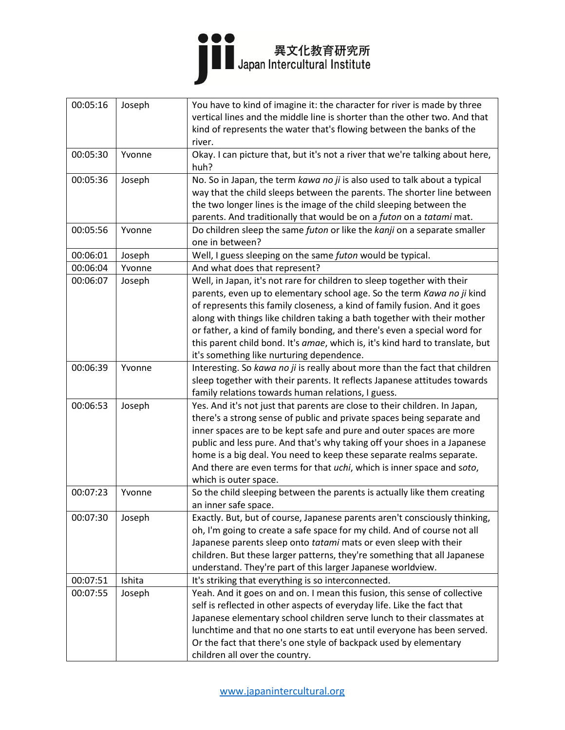| 00:05:16 | Joseph | You have to kind of imagine it: the character for river is made by three vertical lines and the middle line is shorter than the other two. And that kind of represents the water that's flowing between the banks of the river. |
|---|---|---|
| 00:05:30 | Yvonne | Okay. I can picture that, but it's not a river that we're talking about here, huh? |
| 00:05:36 | Joseph | No. So in Japan, the term *kawa no ji* is also used to talk about a typical way that the child sleeps between the parents. The shorter line between the two longer lines is the image of the child sleeping between the parents. And traditionally that would be on a *futon* on a *tatami* mat. |
| 00:05:56 | Yvonne | Do children sleep the same *futon* or like the *kanji* on a separate smaller one in between? |
| 00:06:01 | Joseph | Well, I guess sleeping on the same *futon* would be typical. |
| 00:06:04 | Yvonne | And what does that represent? |
| 00:06:07 | Joseph | Well, in Japan, it's not rare for children to sleep together with their parents, even up to elementary school age. So the term *Kawa no ji* kind of represents this family closeness, a kind of family fusion. And it goes along with things like children taking a bath together with their mother or father, a kind of family bonding, and there's even a special word for this parent child bond. It's *amae*, which is, it's kind hard to translate, but it's something like nurturing dependence. |
| 00:06:39 | Yvonne | Interesting. So *kawa no ji* is really about more than the fact that children sleep together with their parents. It reflects Japanese attitudes towards family relations towards human relations, I guess. |
| 00:06:53 | Joseph | Yes. And it's not just that parents are close to their children. In Japan, there's a strong sense of public and private spaces being separate and inner spaces are to be kept safe and pure and outer spaces are more public and less pure. And that's why taking off your shoes in a Japanese home is a big deal. You need to keep these separate realms separate. And there are even terms for that *uchi*, which is inner space and *soto*, which is outer space. |
| 00:07:23 | Yvonne | So the child sleeping between the parents is actually like them creating an inner safe space. |
| 00:07:30 | Joseph | Exactly. But, but of course, Japanese parents aren't consciously thinking, oh, I'm going to create a safe space for my child. And of course not all Japanese parents sleep onto *tatami* mats or even sleep with their children. But these larger patterns, they're something that all Japanese understand. They're part of this larger Japanese worldview. |
| 00:07:51 | Ishita | It's striking that everything is so interconnected. |
| 00:07:55 | Joseph | Yeah. And it goes on and on. I mean this fusion, this sense of collective self is reflected in other aspects of everyday life. Like the fact that Japanese elementary school children serve lunch to their classmates at lunchtime and that no one starts to eat until everyone has been served. Or the fact that there's one style of backpack used by elementary children all over the country. |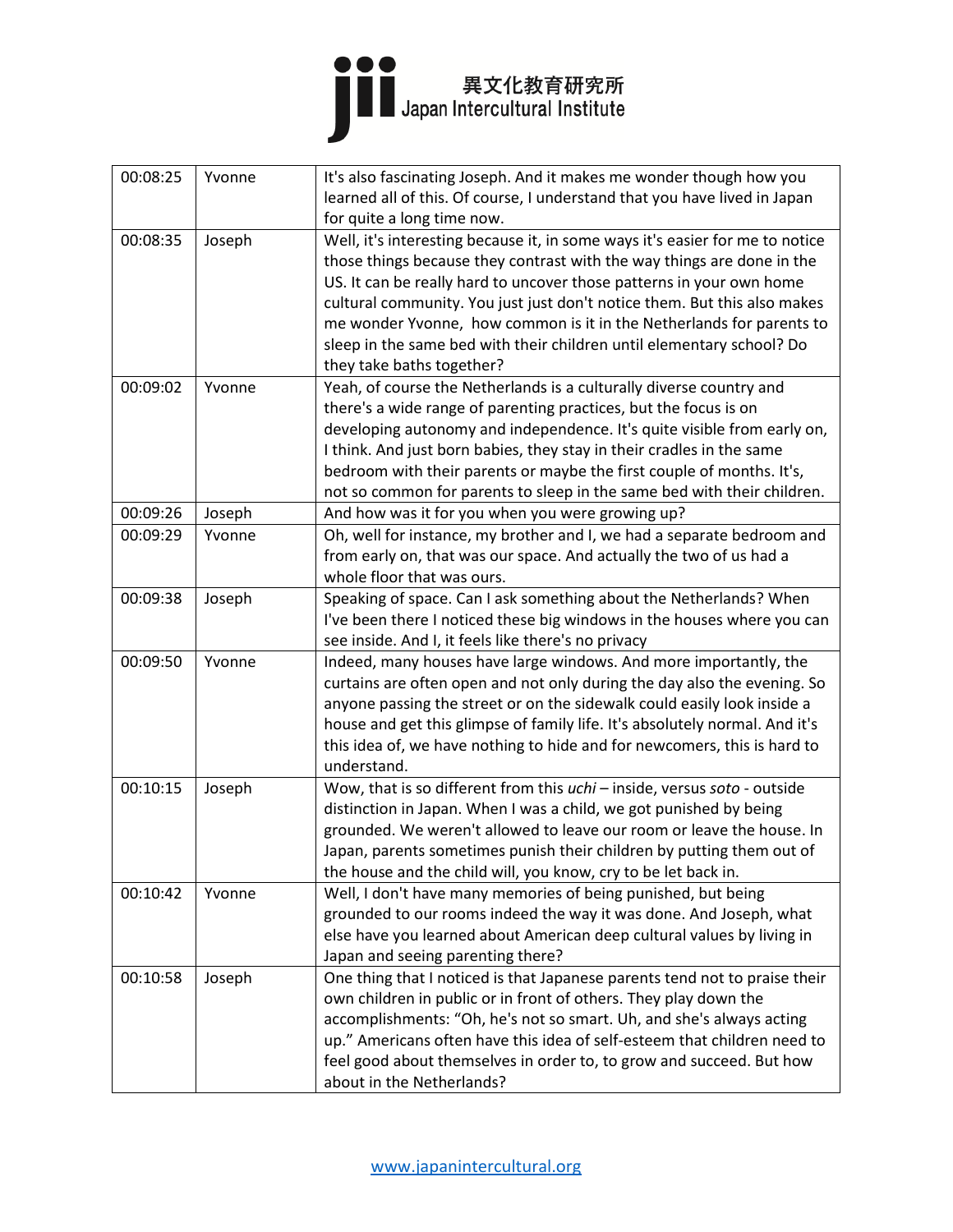| 00:08:25 | Yvonne | It's also fascinating Joseph. And it makes me wonder though how you learned all of this. Of course, I understand that you have lived in Japan for quite a long time now. |
|---|---|---|
| 00:08:35 | Joseph | Well, it's interesting because it, in some ways it's easier for me to notice those things because they contrast with the way things are done in the US. It can be really hard to uncover those patterns in your own home cultural community. You just just don't notice them. But this also makes me wonder Yvonne, how common is it in the Netherlands for parents to sleep in the same bed with their children until elementary school? Do they take baths together? |
| 00:09:02 | Yvonne | Yeah, of course the Netherlands is a culturally diverse country and there's a wide range of parenting practices, but the focus is on developing autonomy and independence. It's quite visible from early on, I think. And just born babies, they stay in their cradles in the same bedroom with their parents or maybe the first couple of months. It's, not so common for parents to sleep in the same bed with their children. |
| 00:09:26 | Joseph | And how was it for you when you were growing up? |
| 00:09:29 | Yvonne | Oh, well for instance, my brother and I, we had a separate bedroom and from early on, that was our space. And actually the two of us had a whole floor that was ours. |
| 00:09:38 | Joseph | Speaking of space. Can I ask something about the Netherlands? When I've been there I noticed these big windows in the houses where you can see inside. And I, it feels like there's no privacy |
| 00:09:50 | Yvonne | Indeed, many houses have large windows. And more importantly, the curtains are often open and not only during the day also the evening. So anyone passing the street or on the sidewalk could easily look inside a house and get this glimpse of family life. It's absolutely normal. And it's this idea of, we have nothing to hide and for newcomers, this is hard to understand. |
| 00:10:15 | Joseph | Wow, that is so different from this *uchi* – inside, versus *soto* - outside distinction in Japan. When I was a child, we got punished by being grounded. We weren't allowed to leave our room or leave the house. In Japan, parents sometimes punish their children by putting them out of the house and the child will, you know, cry to be let back in. |
| 00:10:42 | Yvonne | Well, I don't have many memories of being punished, but being grounded to our rooms indeed the way it was done. And Joseph, what else have you learned about American deep cultural values by living in Japan and seeing parenting there? |
| 00:10:58 | Joseph | One thing that I noticed is that Japanese parents tend not to praise their own children in public or in front of others. They play down the accomplishments: "Oh, he's not so smart. Uh, and she's always acting up." Americans often have this idea of self-esteem that children need to feel good about themselves in order to, to grow and succeed. But how about in the Netherlands? |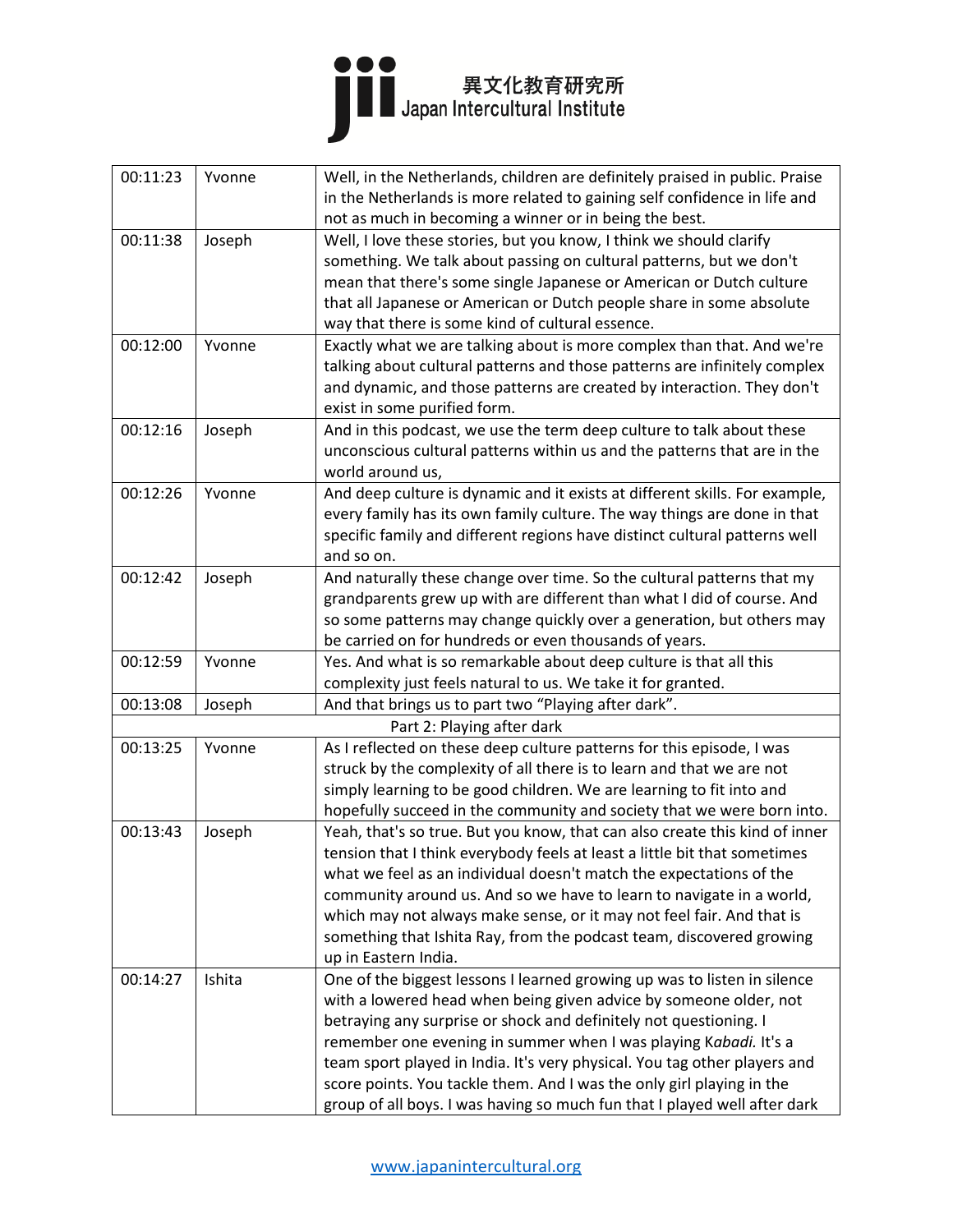| | | |
|---|---|---|
| 00:11:23 | Yvonne | Well, in the Netherlands, children are definitely praised in public. Praise in the Netherlands is more related to gaining self confidence in life and not as much in becoming a winner or in being the best. |
| 00:11:38 | Joseph | Well, I love these stories, but you know, I think we should clarify something. We talk about passing on cultural patterns, but we don't mean that there's some single Japanese or American or Dutch culture that all Japanese or American or Dutch people share in some absolute way that there is some kind of cultural essence. |
| 00:12:00 | Yvonne | Exactly what we are talking about is more complex than that. And we're talking about cultural patterns and those patterns are infinitely complex and dynamic, and those patterns are created by interaction. They don't exist in some purified form. |
| 00:12:16 | Joseph | And in this podcast, we use the term deep culture to talk about these unconscious cultural patterns within us and the patterns that are in the world around us, |
| 00:12:26 | Yvonne | And deep culture is dynamic and it exists at different skills. For example, every family has its own family culture. The way things are done in that specific family and different regions have distinct cultural patterns well and so on. |
| 00:12:42 | Joseph | And naturally these change over time. So the cultural patterns that my grandparents grew up with are different than what I did of course. And so some patterns may change quickly over a generation, but others may be carried on for hundreds or even thousands of years. |
| 00:12:59 | Yvonne | Yes. And what is so remarkable about deep culture is that all this complexity just feels natural to us. We take it for granted. |
| 00:13:08 | Joseph | And that brings us to part two "Playing after dark". |
| | | Part 2: Playing after dark |
| 00:13:25 | Yvonne | As I reflected on these deep culture patterns for this episode, I was struck by the complexity of all there is to learn and that we are not simply learning to be good children. We are learning to fit into and hopefully succeed in the community and society that we were born into. |
| 00:13:43 | Joseph | Yeah, that's so true. But you know, that can also create this kind of inner tension that I think everybody feels at least a little bit that sometimes what we feel as an individual doesn't match the expectations of the community around us. And so we have to learn to navigate in a world, which may not always make sense, or it may not feel fair. And that is something that Ishita Ray, from the podcast team, discovered growing up in Eastern India. |
| 00:14:27 | Ishita | One of the biggest lessons I learned growing up was to listen in silence with a lowered head when being given advice by someone older, not betraying any surprise or shock and definitely not questioning. I remember one evening in summer when I was playing K*abadi.* It's a team sport played in India. It's very physical. You tag other players and score points. You tackle them. And I was the only girl playing in the group of all boys. I was having so much fun that I played well after dark |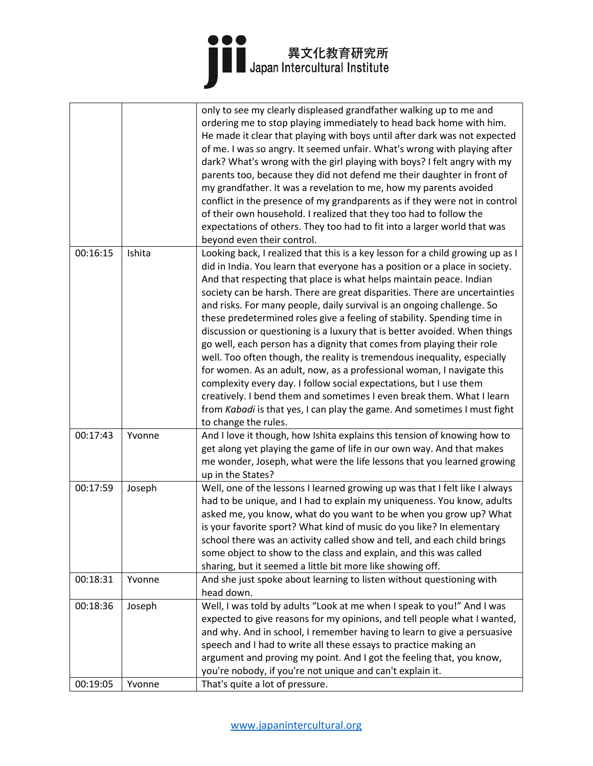| | | |
|---|---|---|
| | | only to see my clearly displeased grandfather walking up to me and ordering me to stop playing immediately to head back home with him. He made it clear that playing with boys until after dark was not expected of me. I was so angry. It seemed unfair. What's wrong with playing after dark? What's wrong with the girl playing with boys? I felt angry with my parents too, because they did not defend me their daughter in front of my grandfather. It was a revelation to me, how my parents avoided conflict in the presence of my grandparents as if they were not in control of their own household. I realized that they too had to follow the expectations of others. They too had to fit into a larger world that was beyond even their control. |
| 00:16:15 | Ishita | Looking back, I realized that this is a key lesson for a child growing up as I did in India. You learn that everyone has a position or a place in society. And that respecting that place is what helps maintain peace. Indian society can be harsh. There are great disparities. There are uncertainties and risks. For many people, daily survival is an ongoing challenge. So these predetermined roles give a feeling of stability. Spending time in discussion or questioning is a luxury that is better avoided. When things go well, each person has a dignity that comes from playing their role well. Too often though, the reality is tremendous inequality, especially for women. As an adult, now, as a professional woman, I navigate this complexity every day. I follow social expectations, but I use them creatively. I bend them and sometimes I even break them. What I learn from *Kabadi* is that yes, I can play the game. And sometimes I must fight to change the rules. |
| 00:17:43 | Yvonne | And I love it though, how Ishita explains this tension of knowing how to get along yet playing the game of life in our own way. And that makes me wonder, Joseph, what were the life lessons that you learned growing up in the States? |
| 00:17:59 | Joseph | Well, one of the lessons I learned growing up was that I felt like I always had to be unique, and I had to explain my uniqueness. You know, adults asked me, you know, what do you want to be when you grow up? What is your favorite sport? What kind of music do you like? In elementary school there was an activity called show and tell, and each child brings some object to show to the class and explain, and this was called sharing, but it seemed a little bit more like showing off. |
| 00:18:31 | Yvonne | And she just spoke about learning to listen without questioning with head down. |
| 00:18:36 | Joseph | Well, I was told by adults "Look at me when I speak to you!" And I was expected to give reasons for my opinions, and tell people what I wanted, and why. And in school, I remember having to learn to give a persuasive speech and I had to write all these essays to practice making an argument and proving my point. And I got the feeling that, you know, you're nobody, if you're not unique and can't explain it. |
| 00:19:05 | Yvonne | That's quite a lot of pressure. |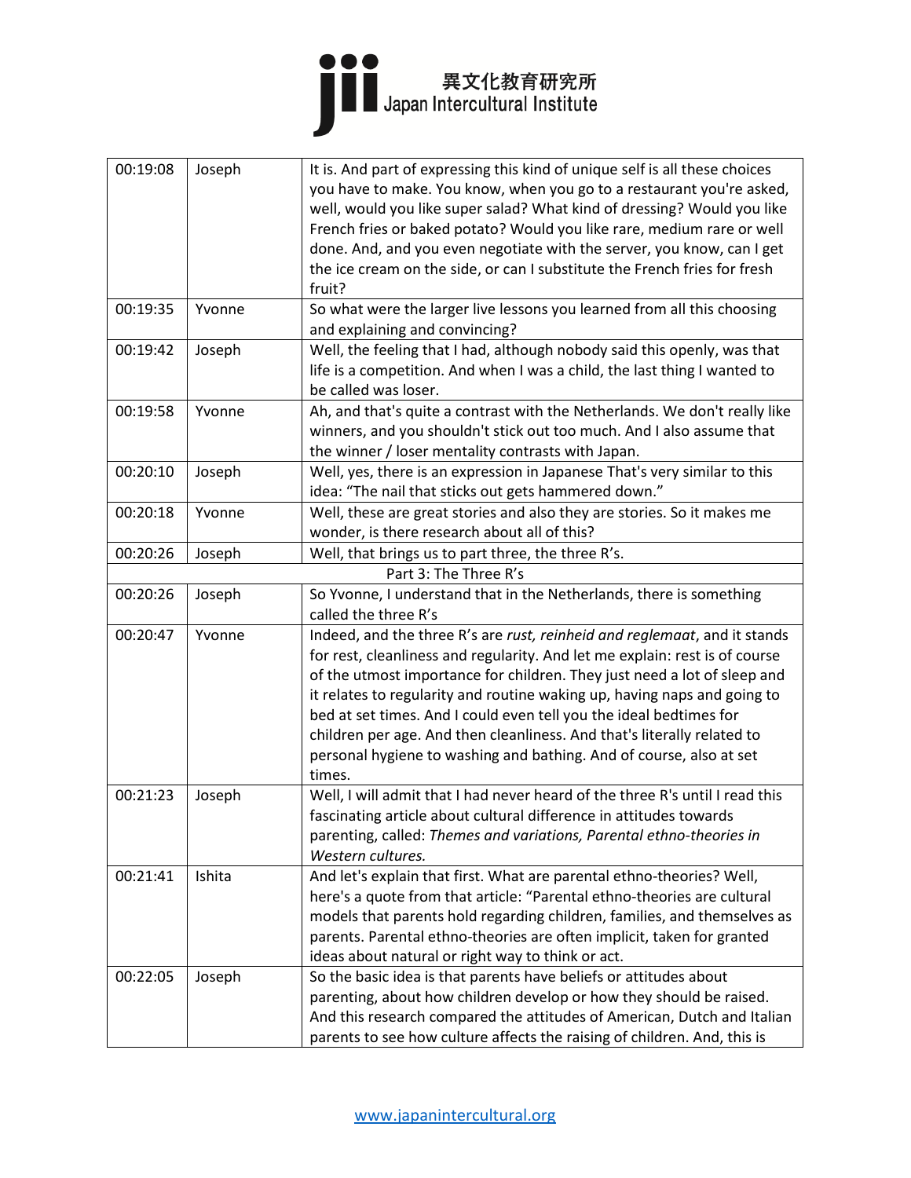| 00:19:08 | Joseph | It is. And part of expressing this kind of unique self is all these choices you have to make. You know, when you go to a restaurant you're asked, well, would you like super salad? What kind of dressing? Would you like French fries or baked potato? Would you like rare, medium rare or well done. And, and you even negotiate with the server, you know, can I get the ice cream on the side, or can I substitute the French fries for fresh fruit? |
|---|---|---|
| 00:19:35 | Yvonne | So what were the larger live lessons you learned from all this choosing and explaining and convincing? |
| 00:19:42 | Joseph | Well, the feeling that I had, although nobody said this openly, was that life is a competition. And when I was a child, the last thing I wanted to be called was loser. |
| 00:19:58 | Yvonne | Ah, and that's quite a contrast with the Netherlands. We don't really like winners, and you shouldn't stick out too much. And I also assume that the winner / loser mentality contrasts with Japan. |
| 00:20:10 | Joseph | Well, yes, there is an expression in Japanese That's very similar to this idea: “The nail that sticks out gets hammered down.” |
| 00:20:18 | Yvonne | Well, these are great stories and also they are stories. So it makes me wonder, is there research about all of this? |
| 00:20:26 | Joseph | Well, that brings us to part three, the three R’s. |
| | | Part 3: The Three R’s |
| 00:20:26 | Joseph | So Yvonne, I understand that in the Netherlands, there is something called the three R’s |
| 00:20:47 | Yvonne | Indeed, and the three R’s are *rust, reinheid and reglemaat*, and it stands for rest, cleanliness and regularity. And let me explain: rest is of course of the utmost importance for children. They just need a lot of sleep and it relates to regularity and routine waking up, having naps and going to bed at set times. And I could even tell you the ideal bedtimes for children per age. And then cleanliness. And that's literally related to personal hygiene to washing and bathing. And of course, also at set times. |
| 00:21:23 | Joseph | Well, I will admit that I had never heard of the three R's until I read this fascinating article about cultural difference in attitudes towards parenting, called: *Themes and variations, Parental ethno-theories in Western cultures.* |
| 00:21:41 | Ishita | And let's explain that first. What are parental ethno-theories? Well, here's a quote from that article: “Parental ethno-theories are cultural models that parents hold regarding children, families, and themselves as parents. Parental ethno-theories are often implicit, taken for granted ideas about natural or right way to think or act. |
| 00:22:05 | Joseph | So the basic idea is that parents have beliefs or attitudes about parenting, about how children develop or how they should be raised. And this research compared the attitudes of American, Dutch and Italian parents to see how culture affects the raising of children. And, this is |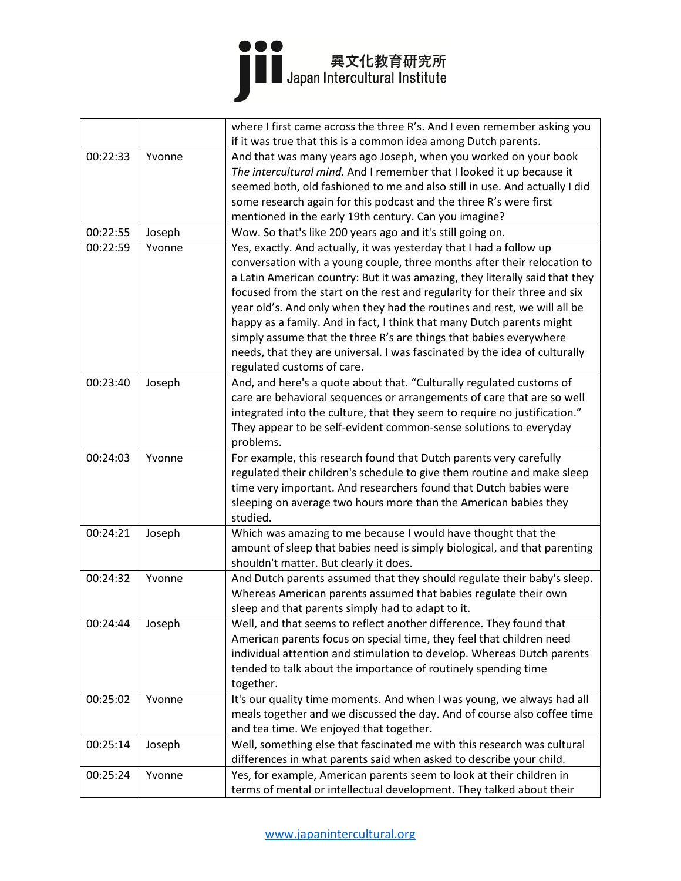| | | |
|---|---|---|
| | | where I first came across the three R's. And I even remember asking you if it was true that this is a common idea among Dutch parents. |
| 00:22:33 | Yvonne | And that was many years ago Joseph, when you worked on your book *The intercultural mind*. And I remember that I looked it up because it seemed both, old fashioned to me and also still in use. And actually I did some research again for this podcast and the three R's were first mentioned in the early 19th century. Can you imagine? |
| 00:22:55 | Joseph | Wow. So that's like 200 years ago and it's still going on. |
| 00:22:59 | Yvonne | Yes, exactly. And actually, it was yesterday that I had a follow up conversation with a young couple, three months after their relocation to a Latin American country: But it was amazing, they literally said that they focused from the start on the rest and regularity for their three and six year old's. And only when they had the routines and rest, we will all be happy as a family. And in fact, I think that many Dutch parents might simply assume that the three R's are things that babies everywhere needs, that they are universal. I was fascinated by the idea of culturally regulated customs of care. |
| 00:23:40 | Joseph | And, and here's a quote about that. "Culturally regulated customs of care are behavioral sequences or arrangements of care that are so well integrated into the culture, that they seem to require no justification." They appear to be self-evident common-sense solutions to everyday problems. |
| 00:24:03 | Yvonne | For example, this research found that Dutch parents very carefully regulated their children's schedule to give them routine and make sleep time very important. And researchers found that Dutch babies were sleeping on average two hours more than the American babies they studied. |
| 00:24:21 | Joseph | Which was amazing to me because I would have thought that the amount of sleep that babies need is simply biological, and that parenting shouldn't matter. But clearly it does. |
| 00:24:32 | Yvonne | And Dutch parents assumed that they should regulate their baby's sleep. Whereas American parents assumed that babies regulate their own sleep and that parents simply had to adapt to it. |
| 00:24:44 | Joseph | Well, and that seems to reflect another difference. They found that American parents focus on special time, they feel that children need individual attention and stimulation to develop. Whereas Dutch parents tended to talk about the importance of routinely spending time together. |
| 00:25:02 | Yvonne | It's our quality time moments. And when I was young, we always had all meals together and we discussed the day. And of course also coffee time and tea time. We enjoyed that together. |
| 00:25:14 | Joseph | Well, something else that fascinated me with this research was cultural differences in what parents said when asked to describe your child. |
| 00:25:24 | Yvonne | Yes, for example, American parents seem to look at their children in terms of mental or intellectual development. They talked about their |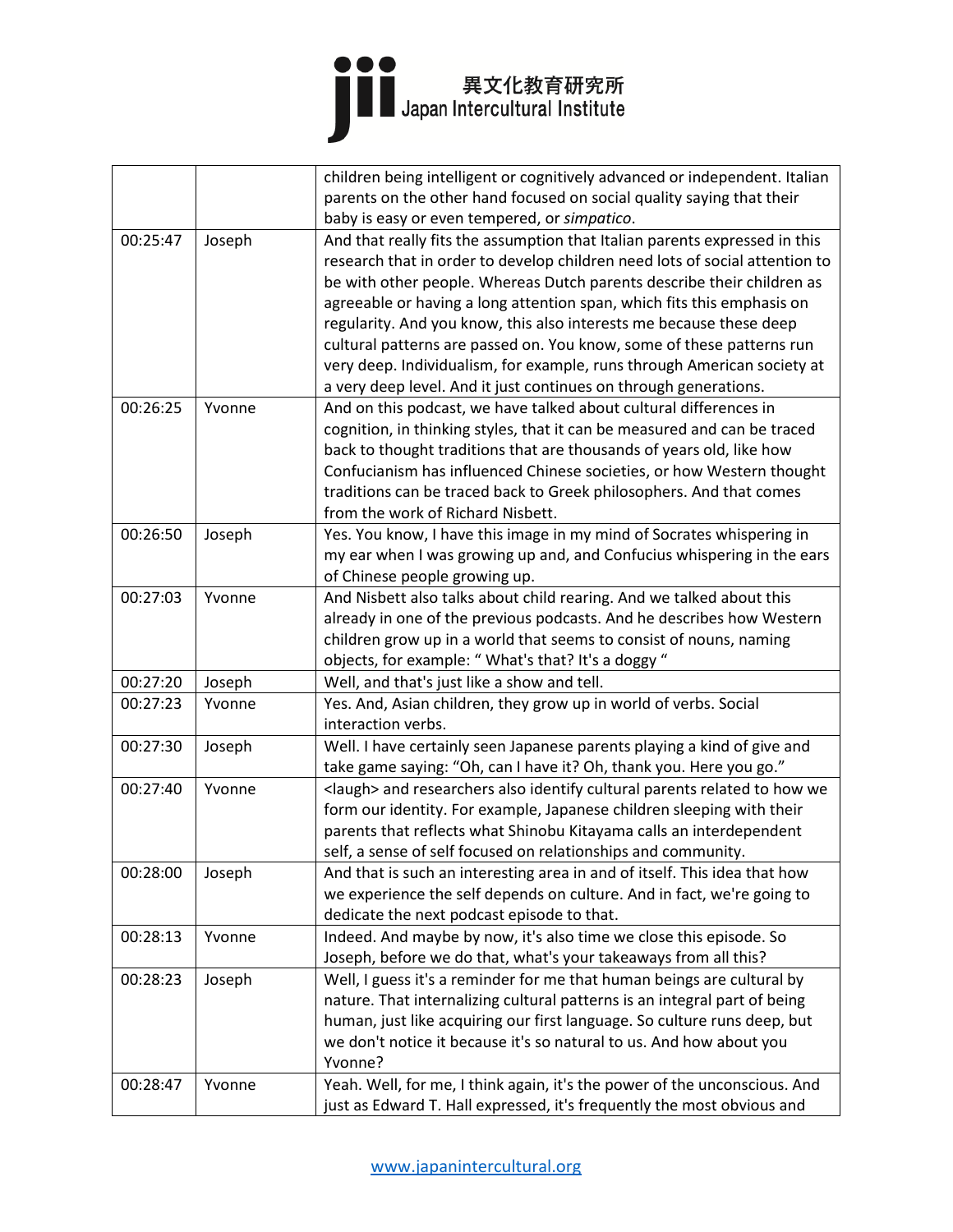|  |  |  |
| --- | --- | --- |
|  |  | children being intelligent or cognitively advanced or independent. Italian parents on the other hand focused on social quality saying that their baby is easy or even tempered, or *simpatico*. |
| 00:25:47 | Joseph | And that really fits the assumption that Italian parents expressed in this research that in order to develop children need lots of social attention to be with other people. Whereas Dutch parents describe their children as agreeable or having a long attention span, which fits this emphasis on regularity. And you know, this also interests me because these deep cultural patterns are passed on. You know, some of these patterns run very deep. Individualism, for example, runs through American society at a very deep level. And it just continues on through generations. |
| 00:26:25 | Yvonne | And on this podcast, we have talked about cultural differences in cognition, in thinking styles, that it can be measured and can be traced back to thought traditions that are thousands of years old, like how Confucianism has influenced Chinese societies, or how Western thought traditions can be traced back to Greek philosophers. And that comes from the work of Richard Nisbett. |
| 00:26:50 | Joseph | Yes. You know, I have this image in my mind of Socrates whispering in my ear when I was growing up and, and Confucius whispering in the ears of Chinese people growing up. |
| 00:27:03 | Yvonne | And Nisbett also talks about child rearing. And we talked about this already in one of the previous podcasts. And he describes how Western children grow up in a world that seems to consist of nouns, naming objects, for example: " What's that? It's a doggy " |
| 00:27:20 | Joseph | Well, and that's just like a show and tell. |
| 00:27:23 | Yvonne | Yes. And, Asian children, they grow up in world of verbs. Social interaction verbs. |
| 00:27:30 | Joseph | Well. I have certainly seen Japanese parents playing a kind of give and take game saying: "Oh, can I have it? Oh, thank you. Here you go." |
| 00:27:40 | Yvonne | <laugh> and researchers also identify cultural parents related to how we form our identity. For example, Japanese children sleeping with their parents that reflects what Shinobu Kitayama calls an interdependent self, a sense of self focused on relationships and community. |
| 00:28:00 | Joseph | And that is such an interesting area in and of itself. This idea that how we experience the self depends on culture. And in fact, we're going to dedicate the next podcast episode to that. |
| 00:28:13 | Yvonne | Indeed. And maybe by now, it's also time we close this episode. So Joseph, before we do that, what's your takeaways from all this? |
| 00:28:23 | Joseph | Well, I guess it's a reminder for me that human beings are cultural by nature. That internalizing cultural patterns is an integral part of being human, just like acquiring our first language. So culture runs deep, but we don't notice it because it's so natural to us. And how about you Yvonne? |
| 00:28:47 | Yvonne | Yeah. Well, for me, I think again, it's the power of the unconscious. And just as Edward T. Hall expressed, it's frequently the most obvious and |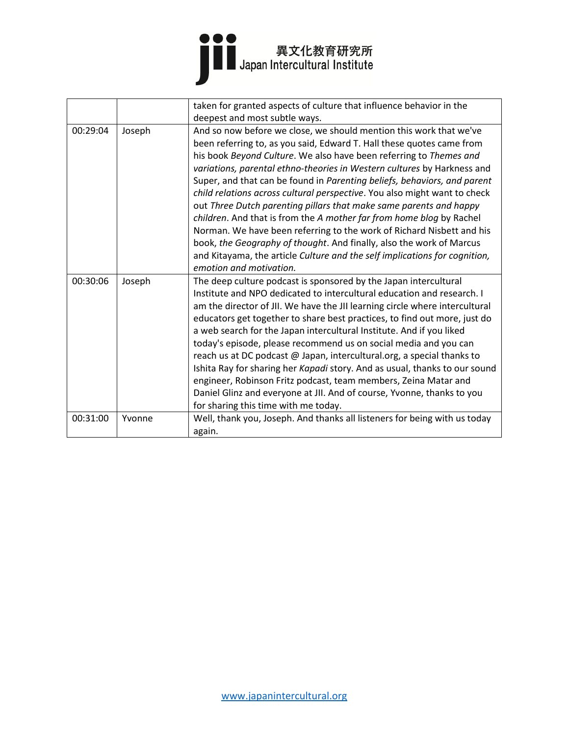| | | |
|---|---|---|
| | | taken for granted aspects of culture that influence behavior in the deepest and most subtle ways. |
| 00:29:04 | Joseph | And so now before we close, we should mention this work that we've been referring to, as you said, Edward T. Hall these quotes came from his book *Beyond Culture*. We also have been referring to *Themes and variations, parental ethno-theories in Western cultures* by Harkness and Super, and that can be found in *Parenting beliefs, behaviors, and parent child relations across cultural perspective*. You also might want to check out *Three Dutch parenting pillars that make same parents and happy children*. And that is from the *A mother far from home blog* by Rachel Norman. We have been referring to the work of Richard Nisbett and his book, *the Geography of thought*. And finally, also the work of Marcus and Kitayama, the article *Culture and the self implications for cognition, emotion and motivation.* |
| 00:30:06 | Joseph | The deep culture podcast is sponsored by the Japan intercultural Institute and NPO dedicated to intercultural education and research. I am the director of JII. We have the JII learning circle where intercultural educators get together to share best practices, to find out more, just do a web search for the Japan intercultural Institute. And if you liked today's episode, please recommend us on social media and you can reach us at DC podcast @ Japan, intercultural.org, a special thanks to Ishita Ray for sharing her *Kapadi* story. And as usual, thanks to our sound engineer, Robinson Fritz podcast, team members, Zeina Matar and Daniel Glinz and everyone at JII. And of course, Yvonne, thanks to you for sharing this time with me today. |
| 00:31:00 | Yvonne | Well, thank you, Joseph. And thanks all listeners for being with us today again. |